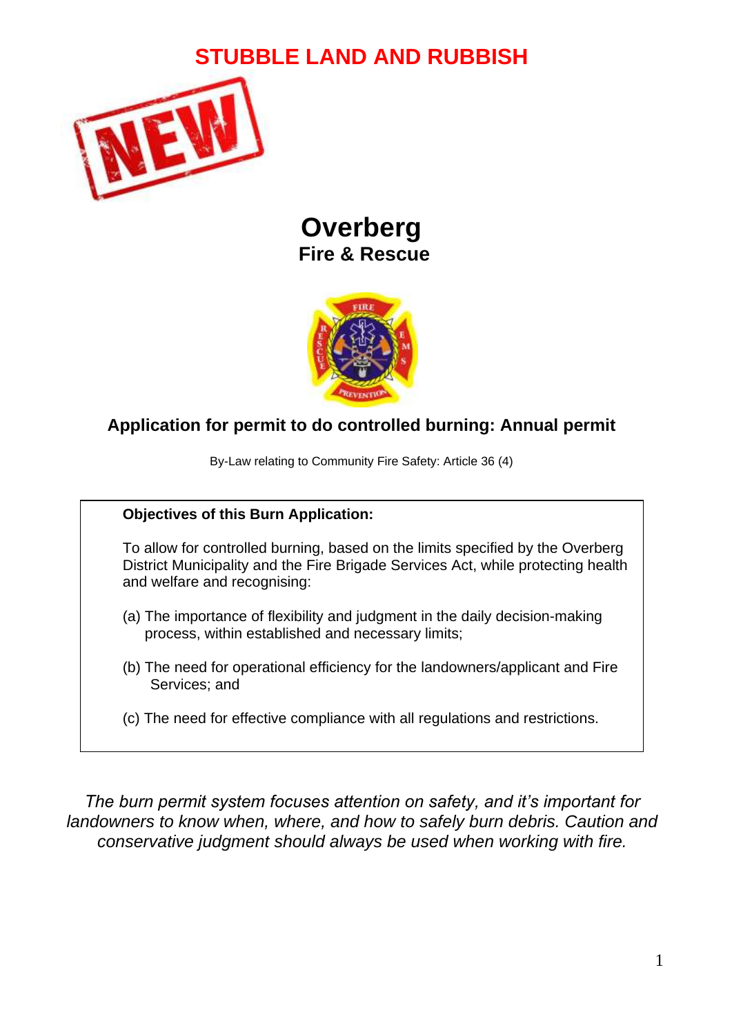# STUBBLE LAND AND RUBBISH

NEW

# Overberg
## Fire & Rescue

### Application for permit to do controlled burning: Annual permit

By-Law relating to Community Fire Safety: Article 36 (4)

**Objectives of this Burn Application:**

To allow for controlled burning, based on the limits specified by the Overberg District Municipality and the Fire Brigade Services Act, while protecting health and welfare and recognising:

(a) The importance of flexibility and judgment in the daily decision-making process, within established and necessary limits;

(b) The need for operational efficiency for the landowners/applicant and Fire Services; and

(c) The need for effective compliance with all regulations and restrictions.

*The burn permit system focuses attention on safety, and it's important for landowners to know when, where, and how to safely burn debris. Caution and conservative judgment should always be used when working with fire.*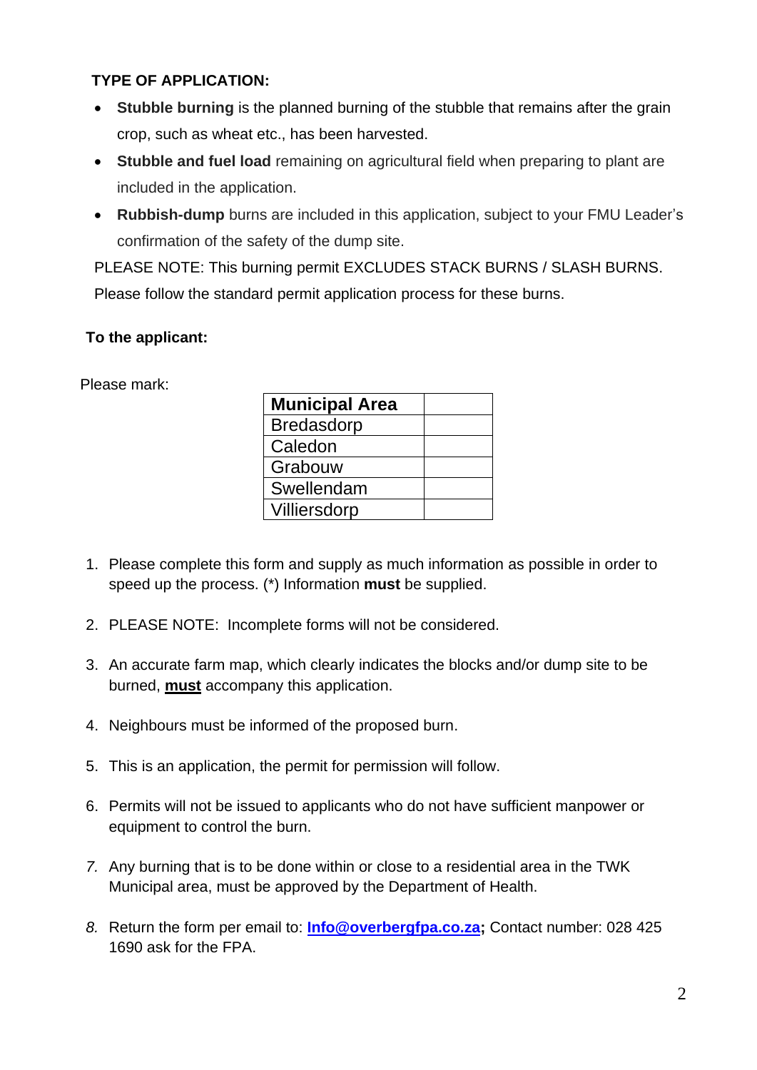**TYPE OF APPLICATION:**

- **Stubble burning** is the planned burning of the stubble that remains after the grain crop, such as wheat etc., has been harvested.
- **Stubble and fuel load** remaining on agricultural field when preparing to plant are included in the application.
- **Rubbish-dump** burns are included in this application, subject to your FMU Leader's confirmation of the safety of the dump site.

PLEASE NOTE: This burning permit EXCLUDES STACK BURNS / SLASH BURNS. Please follow the standard permit application process for these burns.

**To the applicant:**

Please mark:

| **Municipal Area** | |
|---|---|
| Bredasdorp | |
| Caledon | |
| Grabouw | |
| Swellendam | |
| Villiersdorp | |

1. Please complete this form and supply as much information as possible in order to speed up the process. (*) Information **must** be supplied.
2. PLEASE NOTE: Incomplete forms will not be considered.
3. An accurate farm map, which clearly indicates the blocks and/or dump site to be burned, **must** accompany this application.
4. Neighbours must be informed of the proposed burn.
5. This is an application, the permit for permission will follow.
6. Permits will not be issued to applicants who do not have sufficient manpower or equipment to control the burn.
7. Any burning that is to be done within or close to a residential area in the TWK Municipal area, must be approved by the Department of Health.
8. Return the form per email to: **Info@overbergfpa.co.za;** Contact number: 028 425 1690 ask for the FPA.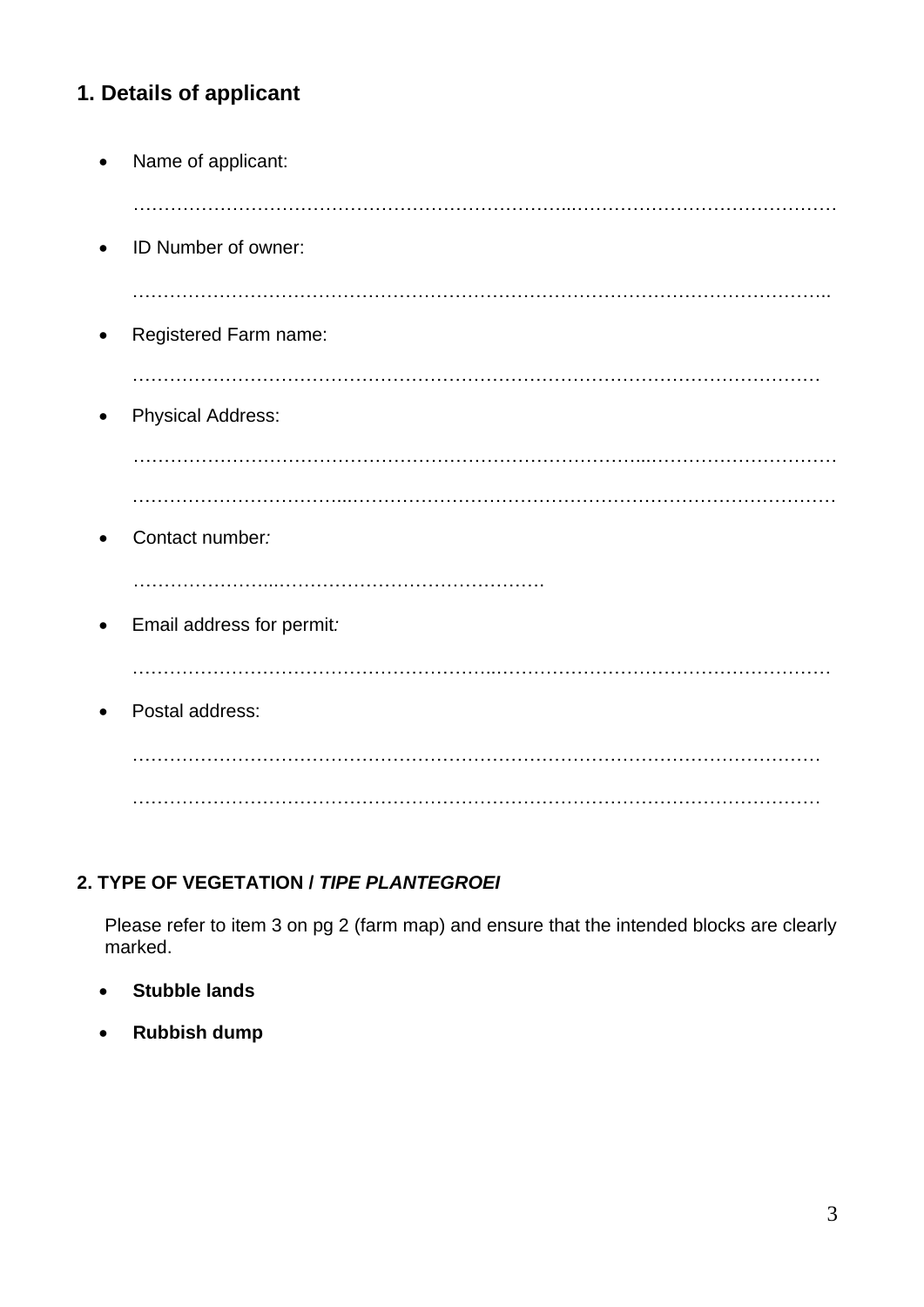## 1. Details of applicant

- Name of applicant:

  ……………………………………………………………..……………………………………

- ID Number of owner:

  ………………………………………………………………………………………………..

- Registered Farm name:

  ………………………………………………………………………………………………

- Physical Address:

  ………………………………………………………………………...………………………

  ……………………………...……………………………………………………………………

- Contact number*:*

  …………………...……………………………………

- Email address for permit*:*

  ………………………………………………..………………………………………………

- Postal address:

  ………………………………………………………………………………………………

  ………………………………………………………………………………………………

**2. TYPE OF VEGETATION / *TIPE PLANTEGROEI***

Please refer to item 3 on pg 2 (farm map) and ensure that the intended blocks are clearly marked.

- **Stubble lands**
- **Rubbish dump**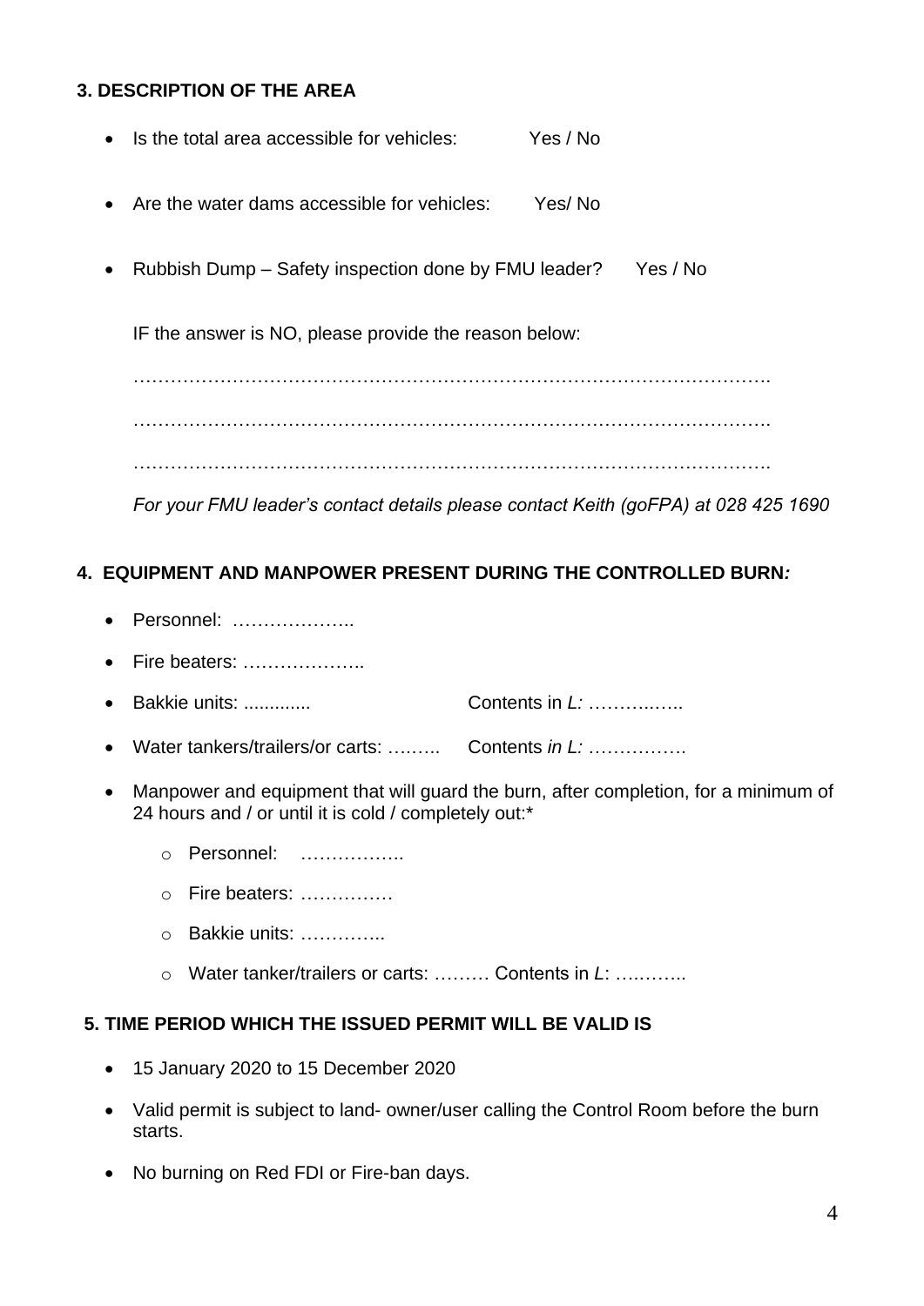### 3. DESCRIPTION OF THE AREA

- Is the total area accessible for vehicles: Yes / No
- Are the water dams accessible for vehicles: Yes/ No
- Rubbish Dump – Safety inspection done by FMU leader? Yes / No

  IF the answer is NO, please provide the reason below:

  ……………………………………………………………………………………….

  ……………………………………………………………………………………….

  ……………………………………………………………………………………….

  *For your FMU leader's contact details please contact Keith (goFPA) at 028 425 1690*

### 4. EQUIPMENT AND MANPOWER PRESENT DURING THE CONTROLLED BURN*:*

- Personnel: ………………..
- Fire beaters: ………………..
- Bakkie units: ............. Contents in *L:* ………..…..
- Water tankers/trailers/or carts: …..….. Contents *in L:* …………….
- Manpower and equipment that will guard the burn, after completion, for a minimum of 24 hours and / or until it is cold / completely out:*
  - Personnel: ……………..
  - Fire beaters: ……………
  - Bakkie units: …………..
  - Water tanker/trailers or carts: ……… Contents in *L*: ….……..

### 5. TIME PERIOD WHICH THE ISSUED PERMIT WILL BE VALID IS

- 15 January 2020 to 15 December 2020
- Valid permit is subject to land- owner/user calling the Control Room before the burn starts.
- No burning on Red FDI or Fire-ban days.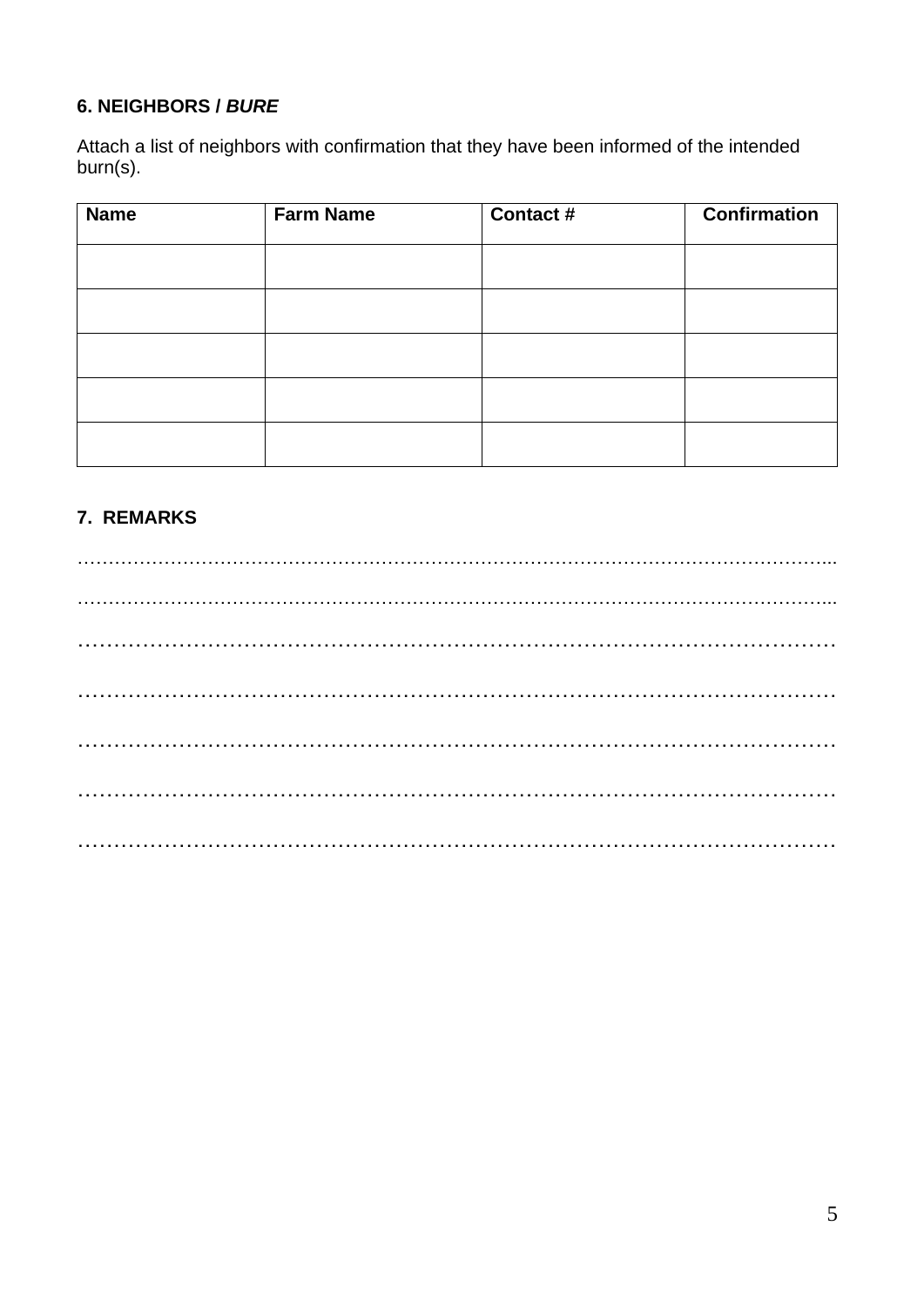## 6. NEIGHBORS / ***BURE***

Attach a list of neighbors with confirmation that they have been informed of the intended burn(s).

| Name | Farm Name | Contact # | Confirmation |
|---|---|---|---|
| | | | |
| | | | |
| | | | |
| | | | |
| | | | |

## 7. REMARKS

…………………………………………………………………………………………………...

…………………………………………………………………………………………………...

………………………………………………………………………………………………

………………………………………………………………………………………………

………………………………………………………………………………………………

………………………………………………………………………………………………

………………………………………………………………………………………………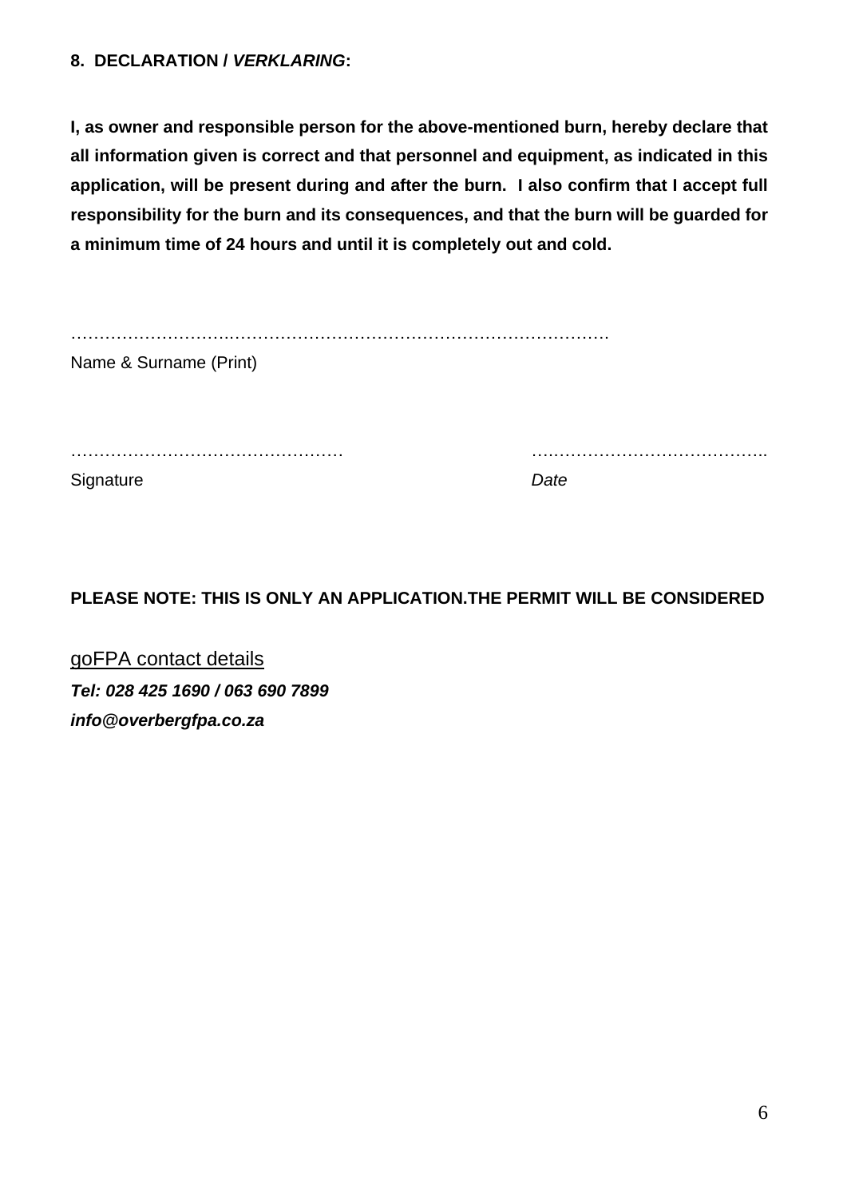## 8. DECLARATION / *VERKLARING*:

**I, as owner and responsible person for the above-mentioned burn, hereby declare that all information given is correct and that personnel and equipment, as indicated in this application, will be present during and after the burn. I also confirm that I accept full responsibility for the burn and its consequences, and that the burn will be guarded for a minimum time of 24 hours and until it is completely out and cold.**

…………………………………………………………………………………

Name & Surname (Print)

…………………………………………  …………………………………..

Signature  *Date*

**PLEASE NOTE: THIS IS ONLY AN APPLICATION.THE PERMIT WILL BE CONSIDERED**

goFPA contact details

***Tel: 028 425 1690 / 063 690 7899***

***info@overbergfpa.co.za***